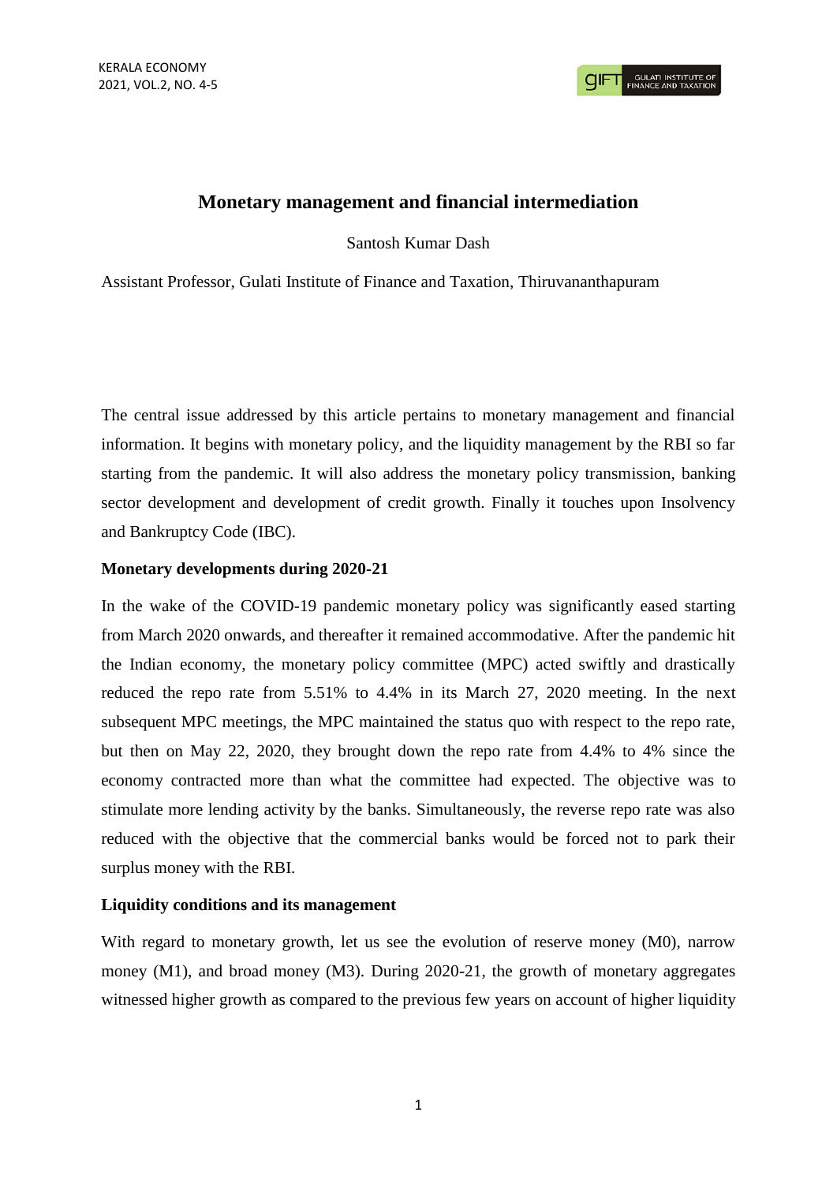# Monetary management and financial intermediation

Santosh Kumar Dash

Assistant Professor, Gulati Institute of Finance and Taxation, Thiruvananthapuram

The central issue addressed by this article pertains to monetary management and financial information. It begins with monetary policy, and the liquidity management by the RBI so far starting from the pandemic. It will also address the monetary policy transmission, banking sector development and development of credit growth. Finally it touches upon Insolvency and Bankruptcy Code (IBC).

## Monetary developments during 2020-21

In the wake of the COVID-19 pandemic monetary policy was significantly eased starting from March 2020 onwards, and thereafter it remained accommodative. After the pandemic hit the Indian economy, the monetary policy committee (MPC) acted swiftly and drastically reduced the repo rate from 5.51% to 4.4% in its March 27, 2020 meeting. In the next subsequent MPC meetings, the MPC maintained the status quo with respect to the repo rate, but then on May 22, 2020, they brought down the repo rate from 4.4% to 4% since the economy contracted more than what the committee had expected. The objective was to stimulate more lending activity by the banks. Simultaneously, the reverse repo rate was also reduced with the objective that the commercial banks would be forced not to park their surplus money with the RBI.

## Liquidity conditions and its management

With regard to monetary growth, let us see the evolution of reserve money (M0), narrow money (M1), and broad money (M3). During 2020-21, the growth of monetary aggregates witnessed higher growth as compared to the previous few years on account of higher liquidity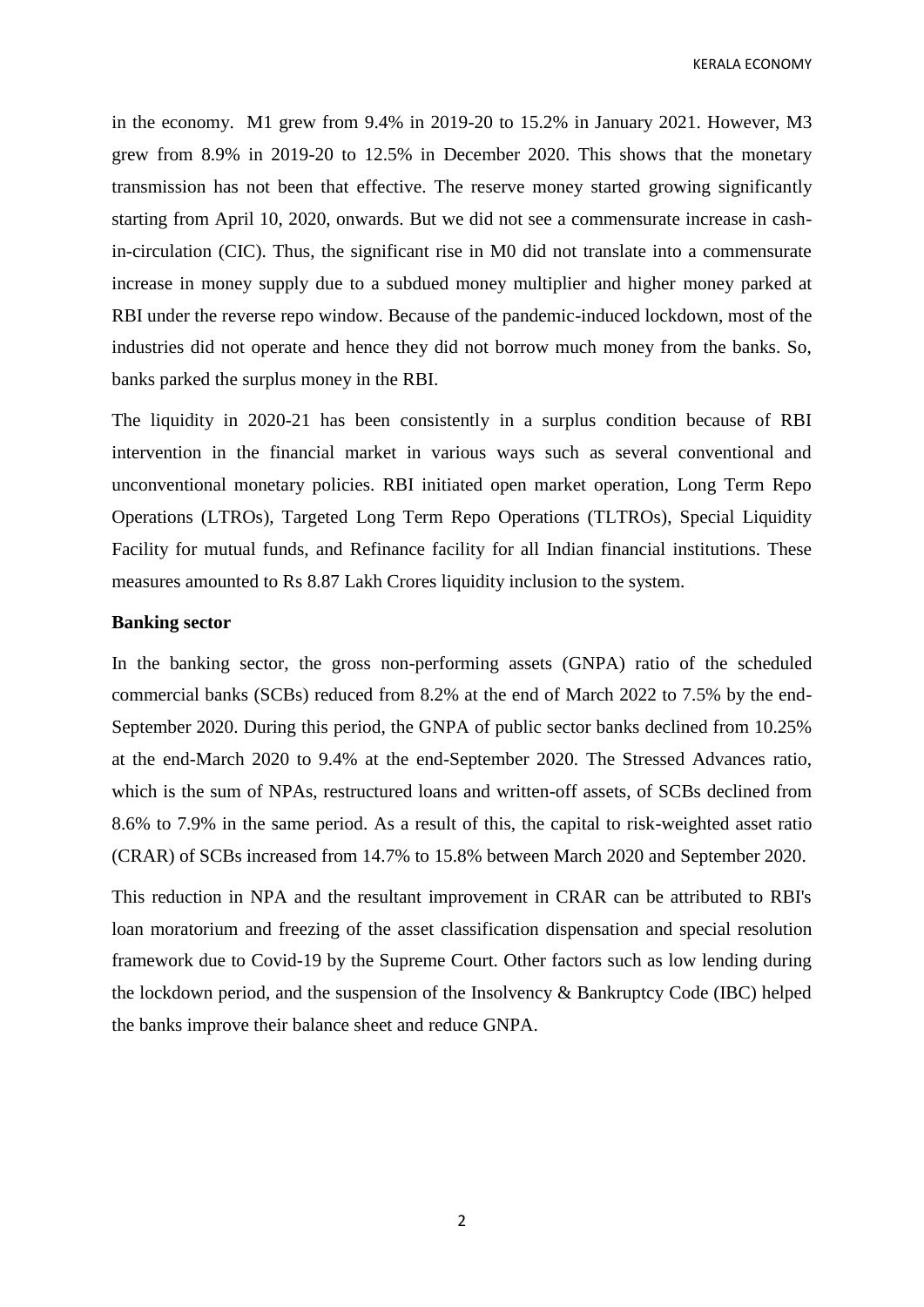in the economy. M1 grew from 9.4% in 2019-20 to 15.2% in January 2021. However, M3 grew from 8.9% in 2019-20 to 12.5% in December 2020. This shows that the monetary transmission has not been that effective. The reserve money started growing significantly starting from April 10, 2020, onwards. But we did not see a commensurate increase in cash-in-circulation (CIC). Thus, the significant rise in M0 did not translate into a commensurate increase in money supply due to a subdued money multiplier and higher money parked at RBI under the reverse repo window. Because of the pandemic-induced lockdown, most of the industries did not operate and hence they did not borrow much money from the banks. So, banks parked the surplus money in the RBI.

The liquidity in 2020-21 has been consistently in a surplus condition because of RBI intervention in the financial market in various ways such as several conventional and unconventional monetary policies. RBI initiated open market operation, Long Term Repo Operations (LTROs), Targeted Long Term Repo Operations (TLTROs), Special Liquidity Facility for mutual funds, and Refinance facility for all Indian financial institutions. These measures amounted to Rs 8.87 Lakh Crores liquidity inclusion to the system.

**Banking sector**

In the banking sector, the gross non-performing assets (GNPA) ratio of the scheduled commercial banks (SCBs) reduced from 8.2% at the end of March 2022 to 7.5% by the end-September 2020. During this period, the GNPA of public sector banks declined from 10.25% at the end-March 2020 to 9.4% at the end-September 2020. The Stressed Advances ratio, which is the sum of NPAs, restructured loans and written-off assets, of SCBs declined from 8.6% to 7.9% in the same period. As a result of this, the capital to risk-weighted asset ratio (CRAR) of SCBs increased from 14.7% to 15.8% between March 2020 and September 2020.

This reduction in NPA and the resultant improvement in CRAR can be attributed to RBI's loan moratorium and freezing of the asset classification dispensation and special resolution framework due to Covid-19 by the Supreme Court. Other factors such as low lending during the lockdown period, and the suspension of the Insolvency & Bankruptcy Code (IBC) helped the banks improve their balance sheet and reduce GNPA.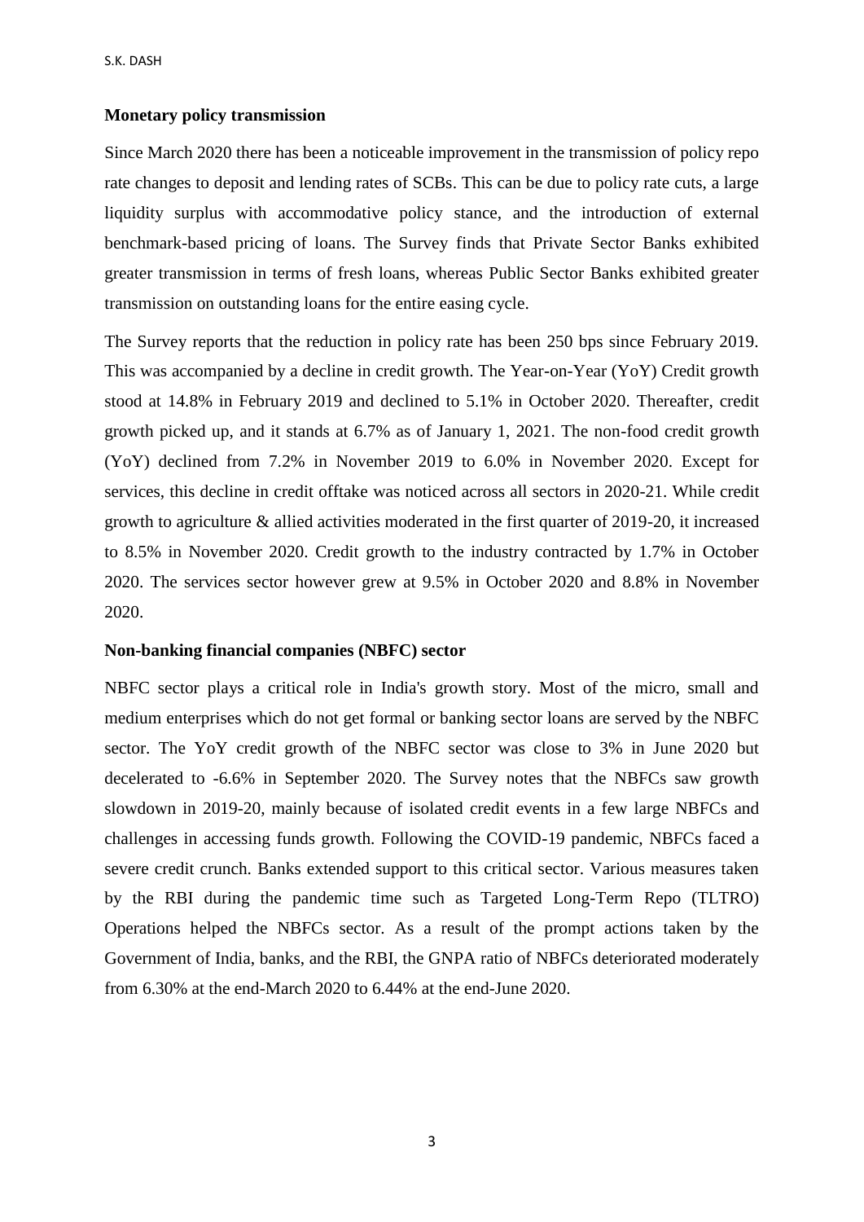**Monetary policy transmission**

Since March 2020 there has been a noticeable improvement in the transmission of policy repo rate changes to deposit and lending rates of SCBs. This can be due to policy rate cuts, a large liquidity surplus with accommodative policy stance, and the introduction of external benchmark-based pricing of loans. The Survey finds that Private Sector Banks exhibited greater transmission in terms of fresh loans, whereas Public Sector Banks exhibited greater transmission on outstanding loans for the entire easing cycle.

The Survey reports that the reduction in policy rate has been 250 bps since February 2019. This was accompanied by a decline in credit growth. The Year-on-Year (YoY) Credit growth stood at 14.8% in February 2019 and declined to 5.1% in October 2020. Thereafter, credit growth picked up, and it stands at 6.7% as of January 1, 2021. The non-food credit growth (YoY) declined from 7.2% in November 2019 to 6.0% in November 2020. Except for services, this decline in credit offtake was noticed across all sectors in 2020-21. While credit growth to agriculture & allied activities moderated in the first quarter of 2019-20, it increased to 8.5% in November 2020. Credit growth to the industry contracted by 1.7% in October 2020. The services sector however grew at 9.5% in October 2020 and 8.8% in November 2020.

**Non-banking financial companies (NBFC) sector**

NBFC sector plays a critical role in India's growth story. Most of the micro, small and medium enterprises which do not get formal or banking sector loans are served by the NBFC sector. The YoY credit growth of the NBFC sector was close to 3% in June 2020 but decelerated to -6.6% in September 2020. The Survey notes that the NBFCs saw growth slowdown in 2019-20, mainly because of isolated credit events in a few large NBFCs and challenges in accessing funds growth. Following the COVID-19 pandemic, NBFCs faced a severe credit crunch. Banks extended support to this critical sector. Various measures taken by the RBI during the pandemic time such as Targeted Long-Term Repo (TLTRO) Operations helped the NBFCs sector. As a result of the prompt actions taken by the Government of India, banks, and the RBI, the GNPA ratio of NBFCs deteriorated moderately from 6.30% at the end-March 2020 to 6.44% at the end-June 2020.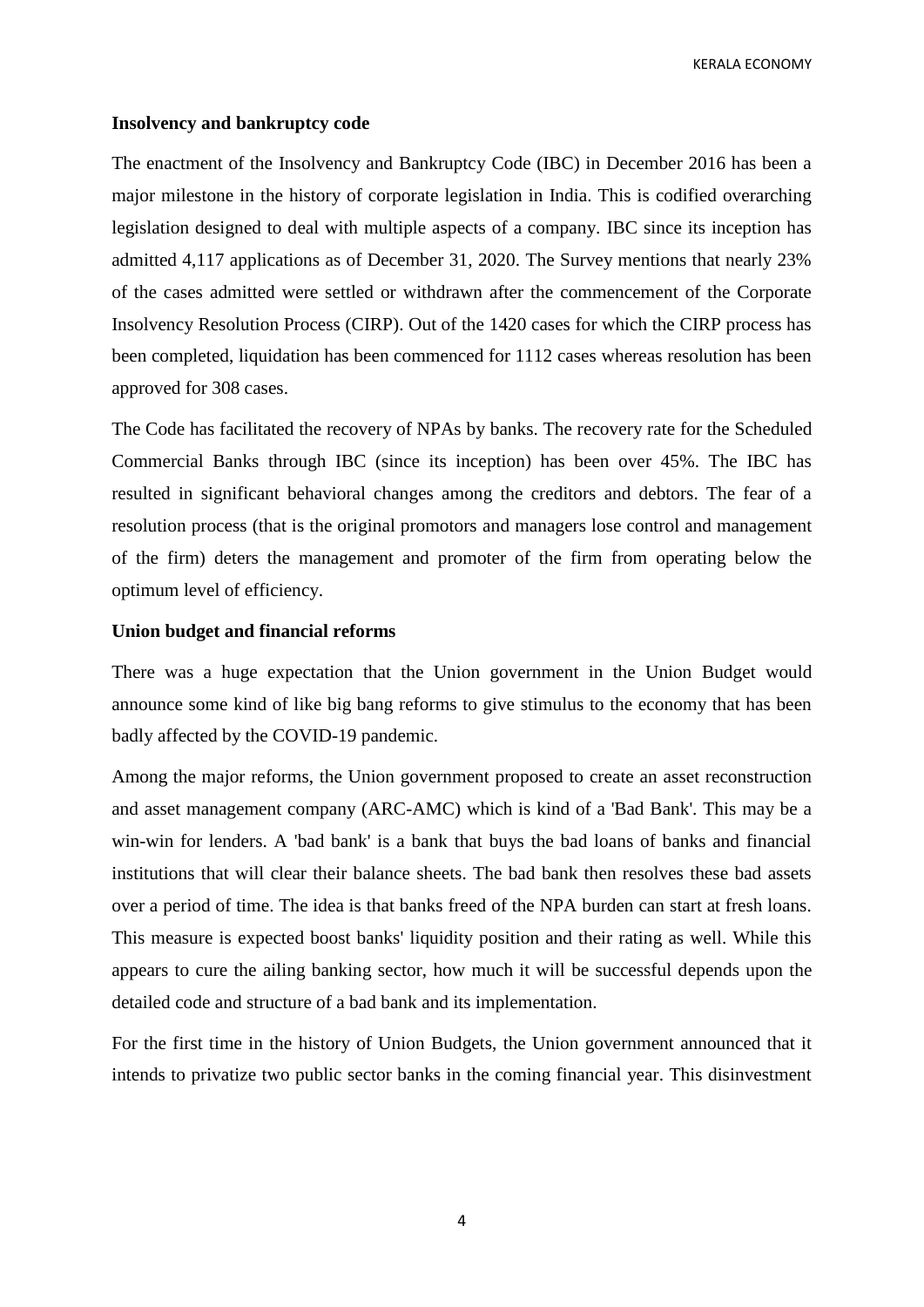**Insolvency and bankruptcy code**

The enactment of the Insolvency and Bankruptcy Code (IBC) in December 2016 has been a major milestone in the history of corporate legislation in India. This is codified overarching legislation designed to deal with multiple aspects of a company. IBC since its inception has admitted 4,117 applications as of December 31, 2020. The Survey mentions that nearly 23% of the cases admitted were settled or withdrawn after the commencement of the Corporate Insolvency Resolution Process (CIRP). Out of the 1420 cases for which the CIRP process has been completed, liquidation has been commenced for 1112 cases whereas resolution has been approved for 308 cases.

The Code has facilitated the recovery of NPAs by banks. The recovery rate for the Scheduled Commercial Banks through IBC (since its inception) has been over 45%. The IBC has resulted in significant behavioral changes among the creditors and debtors. The fear of a resolution process (that is the original promotors and managers lose control and management of the firm) deters the management and promoter of the firm from operating below the optimum level of efficiency.

**Union budget and financial reforms**

There was a huge expectation that the Union government in the Union Budget would announce some kind of like big bang reforms to give stimulus to the economy that has been badly affected by the COVID-19 pandemic.

Among the major reforms, the Union government proposed to create an asset reconstruction and asset management company (ARC-AMC) which is kind of a 'Bad Bank'. This may be a win-win for lenders. A 'bad bank' is a bank that buys the bad loans of banks and financial institutions that will clear their balance sheets. The bad bank then resolves these bad assets over a period of time. The idea is that banks freed of the NPA burden can start at fresh loans. This measure is expected boost banks' liquidity position and their rating as well. While this appears to cure the ailing banking sector, how much it will be successful depends upon the detailed code and structure of a bad bank and its implementation.

For the first time in the history of Union Budgets, the Union government announced that it intends to privatize two public sector banks in the coming financial year. This disinvestment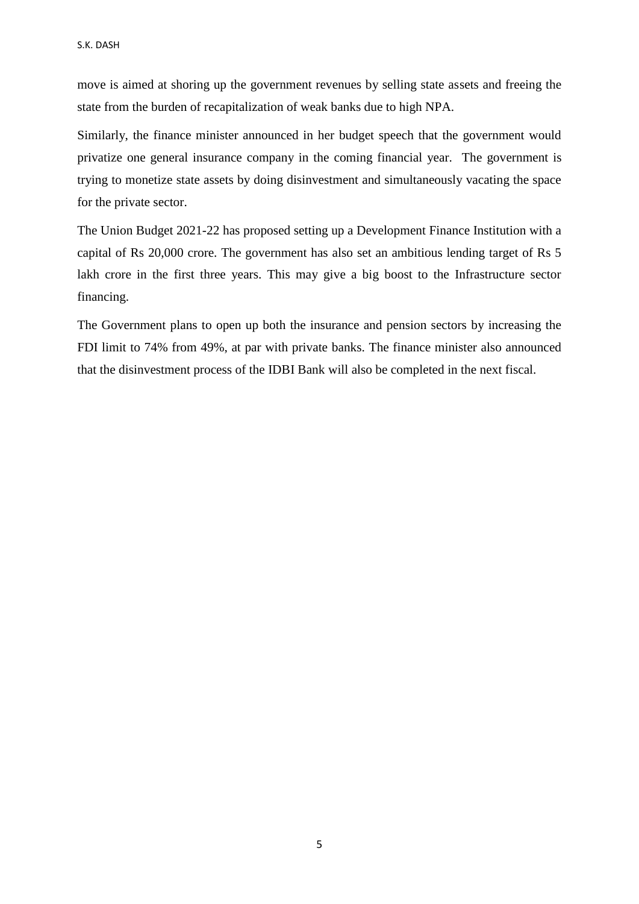move is aimed at shoring up the government revenues by selling state assets and freeing the state from the burden of recapitalization of weak banks due to high NPA.

Similarly, the finance minister announced in her budget speech that the government would privatize one general insurance company in the coming financial year. The government is trying to monetize state assets by doing disinvestment and simultaneously vacating the space for the private sector.

The Union Budget 2021-22 has proposed setting up a Development Finance Institution with a capital of Rs 20,000 crore. The government has also set an ambitious lending target of Rs 5 lakh crore in the first three years. This may give a big boost to the Infrastructure sector financing.

The Government plans to open up both the insurance and pension sectors by increasing the FDI limit to 74% from 49%, at par with private banks. The finance minister also announced that the disinvestment process of the IDBI Bank will also be completed in the next fiscal.